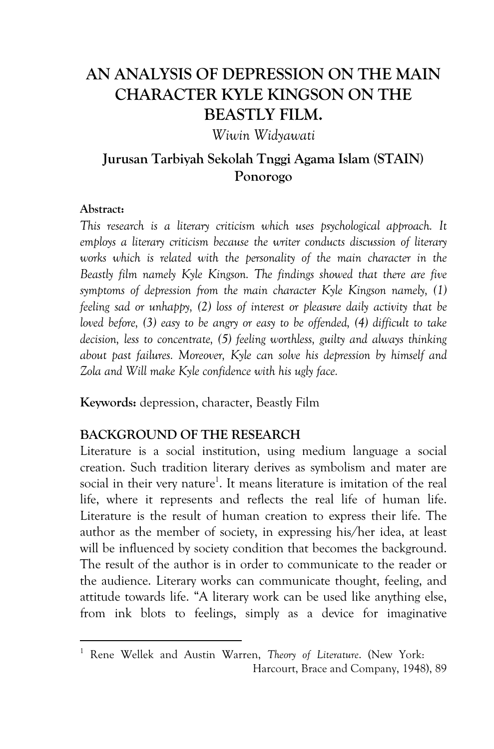# AN ANALYSIS OF DEPRESSION ON THE MAIN CHARACTER KYLE KINGSON ON THE BEASTLY FILM.

*Wiwin Widyawati*

**Jurusan Tarbiyah Sekolah Tnggi Agama Islam (STAIN) Ponorogo**

**Abstract:**

*This research is a literary criticism which uses psychological approach. It employs a literary criticism because the writer conducts discussion of literary works which is related with the personality of the main character in the Beastly film namely Kyle Kingson. The findings showed that there are five symptoms of depression from the main character Kyle Kingson namely, (1) feeling sad or unhappy, (2) loss of interest or pleasure daily activity that be loved before, (3) easy to be angry or easy to be offended, (4) difficult to take decision, less to concentrate, (5) feeling worthless, guilty and always thinking about past failures. Moreover, Kyle can solve his depression by himself and Zola and Will make Kyle confidence with his ugly face.*

**Keywords:** depression, character, Beastly Film

## BACKGROUND OF THE RESEARCH

Literature is a social institution, using medium language a social creation. Such tradition literary derives as symbolism and mater are social in their very nature[1]. It means literature is imitation of the real life, where it represents and reflects the real life of human life. Literature is the result of human creation to express their life. The author as the member of society, in expressing his/her idea, at least will be influenced by society condition that becomes the background. The result of the author is in order to communicate to the reader or the audience. Literary works can communicate thought, feeling, and attitude towards life. "A literary work can be used like anything else, from ink blots to feelings, simply as a device for imaginative

---

[1] Rene Wellek and Austin Warren, *Theory of Literature*. (New York: Harcourt, Brace and Company, 1948), 89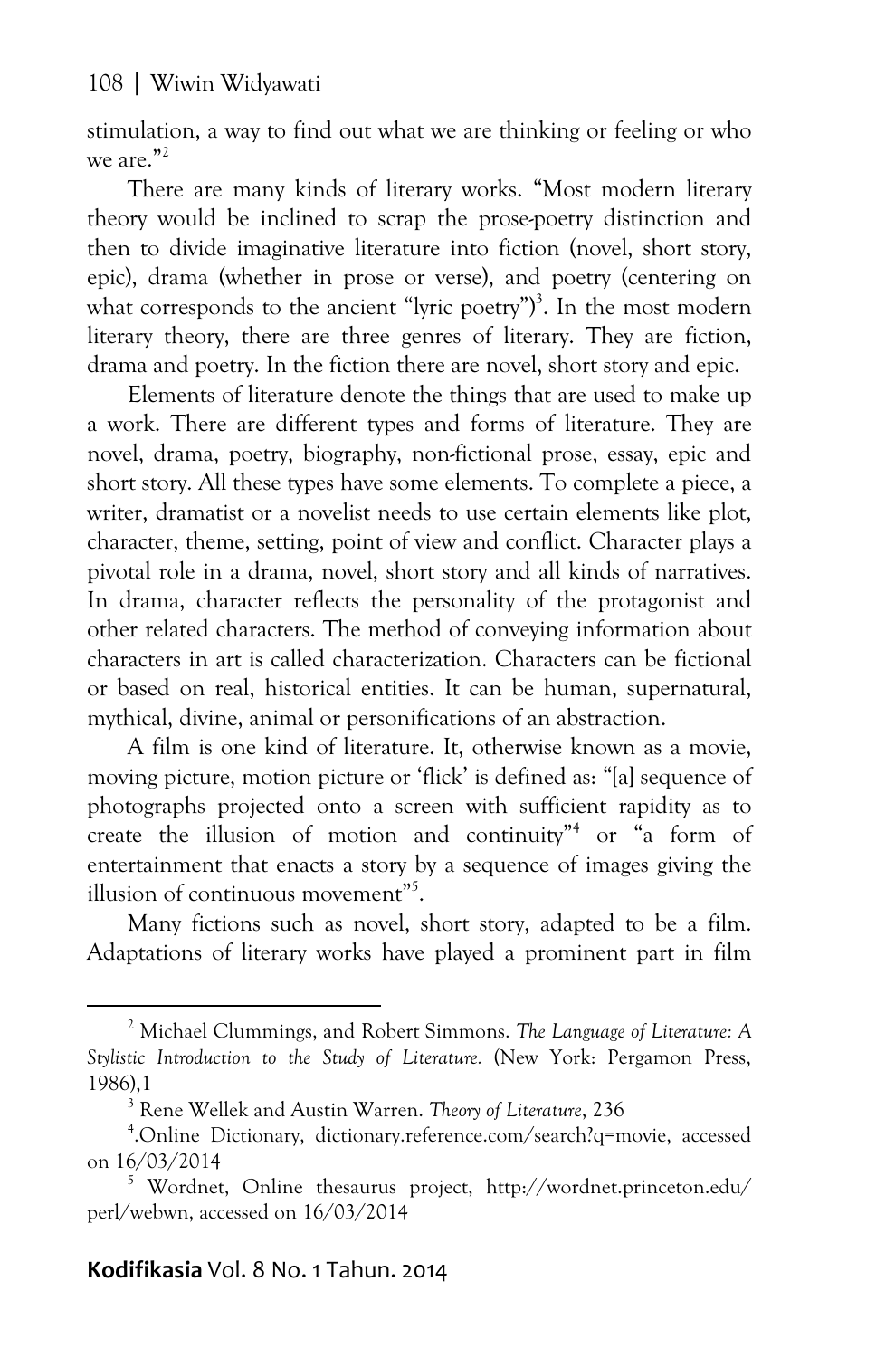stimulation, a way to find out what we are thinking or feeling or who we are."[2]

There are many kinds of literary works. "Most modern literary theory would be inclined to scrap the prose-poetry distinction and then to divide imaginative literature into fiction (novel, short story, epic), drama (whether in prose or verse), and poetry (centering on what corresponds to the ancient "lyric poetry")[3]. In the most modern literary theory, there are three genres of literary. They are fiction, drama and poetry. In the fiction there are novel, short story and epic.

Elements of literature denote the things that are used to make up a work. There are different types and forms of literature. They are novel, drama, poetry, biography, non-fictional prose, essay, epic and short story. All these types have some elements. To complete a piece, a writer, dramatist or a novelist needs to use certain elements like plot, character, theme, setting, point of view and conflict. Character plays a pivotal role in a drama, novel, short story and all kinds of narratives. In drama, character reflects the personality of the protagonist and other related characters. The method of conveying information about characters in art is called characterization. Characters can be fictional or based on real, historical entities. It can be human, supernatural, mythical, divine, animal or personifications of an abstraction.

A film is one kind of literature. It, otherwise known as a movie, moving picture, motion picture or 'flick' is defined as: "[a] sequence of photographs projected onto a screen with sufficient rapidity as to create the illusion of motion and continuity"[4] or "a form of entertainment that enacts a story by a sequence of images giving the illusion of continuous movement"[5].

Many fictions such as novel, short story, adapted to be a film. Adaptations of literary works have played a prominent part in film

---

[2] Michael Clummings, and Robert Simmons. *The Language of Literature: A Stylistic Introduction to the Study of Literature.* (New York: Pergamon Press, 1986),1

[3] Rene Wellek and Austin Warren. *Theory of Literature*, 236

[4].Online Dictionary, dictionary.reference.com/search?q=movie, accessed on 16/03/2014

[5] Wordnet, Online thesaurus project, http://wordnet.princeton.edu/perl/webwn, accessed on 16/03/2014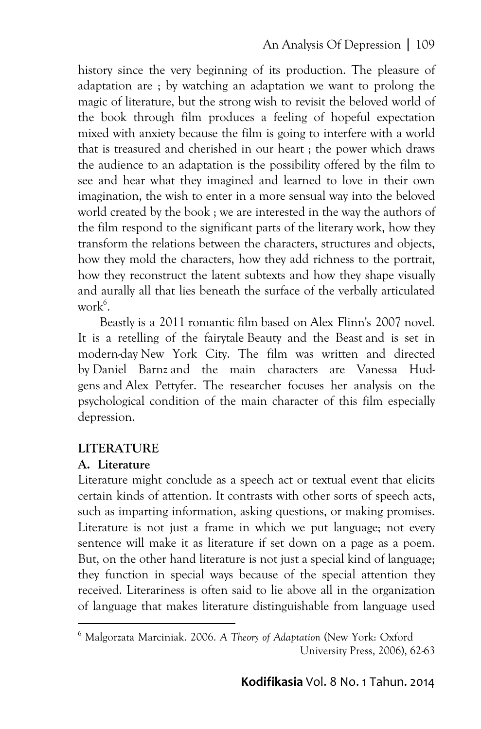history since the very beginning of its production. The pleasure of adaptation are ; by watching an adaptation we want to prolong the magic of literature, but the strong wish to revisit the beloved world of the book through film produces a feeling of hopeful expectation mixed with anxiety because the film is going to interfere with a world that is treasured and cherished in our heart ; the power which draws the audience to an adaptation is the possibility offered by the film to see and hear what they imagined and learned to love in their own imagination, the wish to enter in a more sensual way into the beloved world created by the book ; we are interested in the way the authors of the film respond to the significant parts of the literary work, how they transform the relations between the characters, structures and objects, how they mold the characters, how they add richness to the portrait, how they reconstruct the latent subtexts and how they shape visually and aurally all that lies beneath the surface of the verbally articulated work[6].

Beastly is a 2011 romantic film based on Alex Flinn's 2007 novel. It is a retelling of the fairytale Beauty and the Beast and is set in modern-day New York City. The film was written and directed by Daniel Barnz and the main characters are Vanessa Hudgens and Alex Pettyfer. The researcher focuses her analysis on the psychological condition of the main character of this film especially depression.

## LITERATURE

### A. Literature

Literature might conclude as a speech act or textual event that elicits certain kinds of attention. It contrasts with other sorts of speech acts, such as imparting information, asking questions, or making promises. Literature is not just a frame in which we put language; not every sentence will make it as literature if set down on a page as a poem. But, on the other hand literature is not just a special kind of language; they function in special ways because of the special attention they received. Literariness is often said to lie above all in the organization of language that makes literature distinguishable from language used

---

[6] Malgorzata Marciniak. 2006. *A Theory of Adaptation* (New York: Oxford University Press, 2006), 62-63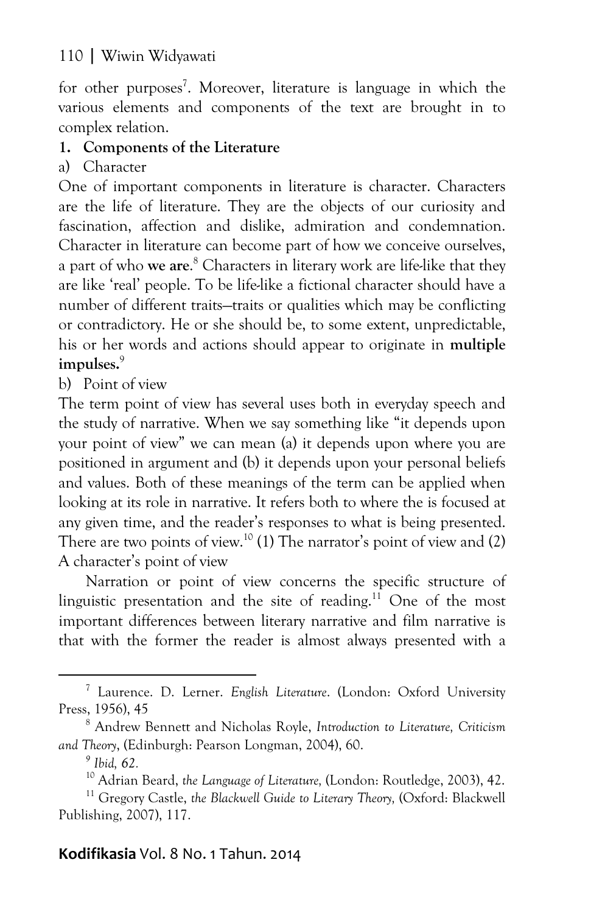for other purposes[7]. Moreover, literature is language in which the various elements and components of the text are brought in to complex relation.

**1. Components of the Literature**

a) Character

One of important components in literature is character. Characters are the life of literature. They are the objects of our curiosity and fascination, affection and dislike, admiration and condemnation. Character in literature can become part of how we conceive ourselves, a part of who **we are**.[8] Characters in literary work are life-like that they are like 'real' people. To be life-like a fictional character should have a number of different traits—traits or qualities which may be conflicting or contradictory. He or she should be, to some extent, unpredictable, his or her words and actions should appear to originate in **multiple impulses.**[9]

b) Point of view

The term point of view has several uses both in everyday speech and the study of narrative. When we say something like "it depends upon your point of view" we can mean (a) it depends upon where you are positioned in argument and (b) it depends upon your personal beliefs and values. Both of these meanings of the term can be applied when looking at its role in narrative. It refers both to where the is focused at any given time, and the reader's responses to what is being presented. There are two points of view.[10] (1) The narrator's point of view and (2) A character's point of view

Narration or point of view concerns the specific structure of linguistic presentation and the site of reading.[11] One of the most important differences between literary narrative and film narrative is that with the former the reader is almost always presented with a

---

[7] Laurence. D. Lerner. *English Literature*. (London: Oxford University Press, 1956), 45

[8] Andrew Bennett and Nicholas Royle, *Introduction to Literature, Criticism and Theory*, (Edinburgh: Pearson Longman, 2004), 60.

[9] *Ibid, 62.*

[10] Adrian Beard, *the Language of Literature,* (London: Routledge, 2003), 42.

[11] Gregory Castle, *the Blackwell Guide to Literary Theory,* (Oxford: Blackwell Publishing, 2007), 117.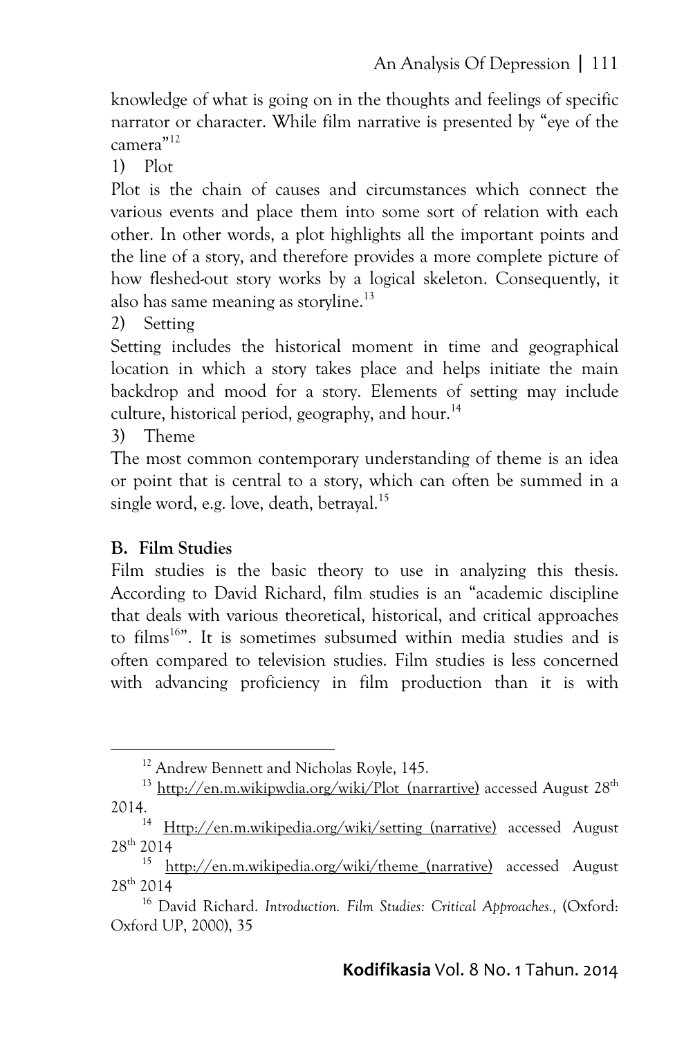knowledge of what is going on in the thoughts and feelings of specific narrator or character. While film narrative is presented by "eye of the camera"[12]

1) Plot

Plot is the chain of causes and circumstances which connect the various events and place them into some sort of relation with each other. In other words, a plot highlights all the important points and the line of a story, and therefore provides a more complete picture of how fleshed-out story works by a logical skeleton. Consequently, it also has same meaning as storyline.[13]

2) Setting

Setting includes the historical moment in time and geographical location in which a story takes place and helps initiate the main backdrop and mood for a story. Elements of setting may include culture, historical period, geography, and hour.[14]

3) Theme

The most common contemporary understanding of theme is an idea or point that is central to a story, which can often be summed in a single word, e.g. love, death, betrayal.[15]

## B. Film Studies

Film studies is the basic theory to use in analyzing this thesis. According to David Richard, film studies is an "academic discipline that deals with various theoretical, historical, and critical approaches to films[16]". It is sometimes subsumed within media studies and is often compared to television studies. Film studies is less concerned with advancing proficiency in film production than it is with

---

[12] Andrew Bennett and Nicholas Royle, 145.

[13] http://en.m.wikipwdia.org/wiki/Plot_(narrartive) accessed August 28th 2014.

[14] Http://en.m.wikipedia.org/wiki/setting_(narrative) accessed August 28th 2014

[15] http://en.m.wikipedia.org/wiki/theme_(narrative) accessed August 28th 2014

[16] David Richard. *Introduction. Film Studies: Critical Approaches.*, (Oxford: Oxford UP, 2000), 35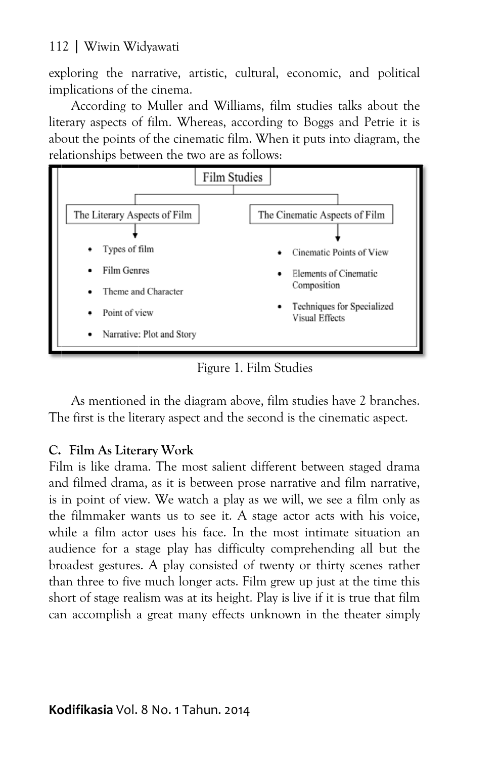exploring the narrative, artistic, cultural, economic, and political implications of the cinema.

According to Muller and Williams, film studies talks about the literary aspects of film. Whereas, according to Boggs and Petrie it is about the points of the cinematic film. When it puts into diagram, the relationships between the two are as follows:

**Film Studies**

- **The Literary Aspects of Film**
  - Types of film
  - Film Genres
  - Theme and Character
  - Point of view
  - Narrative: Plot and Story
- **The Cinematic Aspects of Film**
  - Cinematic Points of View
  - Elements of Cinematic Composition
  - Techniques for Specialized Visual Effects

Figure 1. Film Studies

As mentioned in the diagram above, film studies have 2 branches. The first is the literary aspect and the second is the cinematic aspect.

## C. Film As Literary Work

Film is like drama. The most salient different between staged drama and filmed drama, as it is between prose narrative and film narrative, is in point of view. We watch a play as we will, we see a film only as the filmmaker wants us to see it. A stage actor acts with his voice, while a film actor uses his face. In the most intimate situation an audience for a stage play has difficulty comprehending all but the broadest gestures. A play consisted of twenty or thirty scenes rather than three to five much longer acts. Film grew up just at the time this short of stage realism was at its height. Play is live if it is true that film can accomplish a great many effects unknown in the theater simply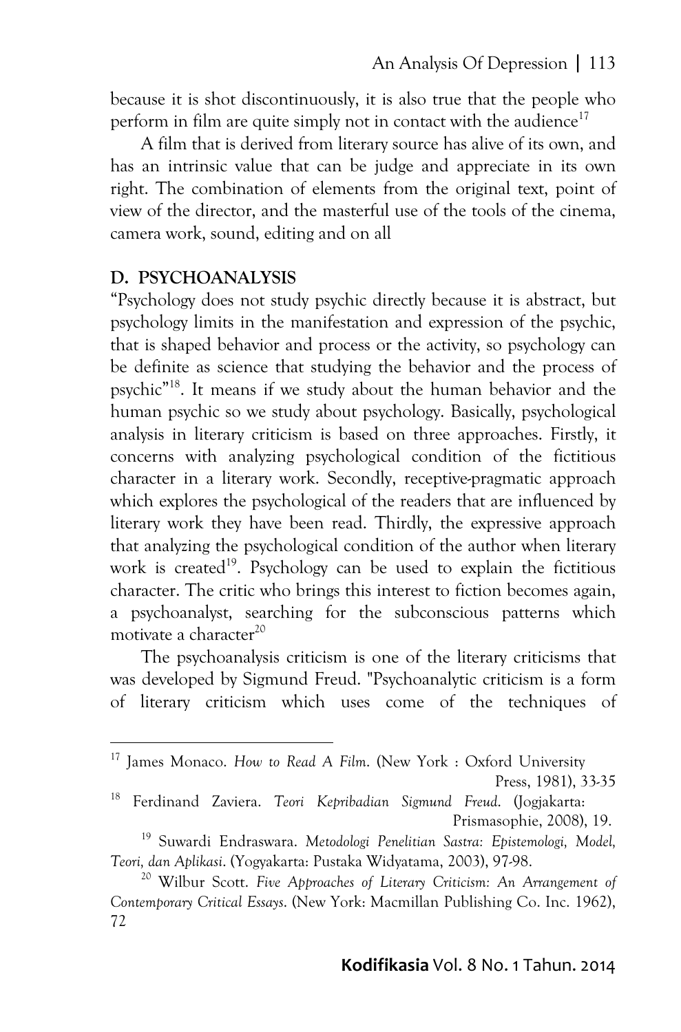because it is shot discontinuously, it is also true that the people who perform in film are quite simply not in contact with the audience[17]

A film that is derived from literary source has alive of its own, and has an intrinsic value that can be judge and appreciate in its own right. The combination of elements from the original text, point of view of the director, and the masterful use of the tools of the cinema, camera work, sound, editing and on all

## D. PSYCHOANALYSIS

"Psychology does not study psychic directly because it is abstract, but psychology limits in the manifestation and expression of the psychic, that is shaped behavior and process or the activity, so psychology can be definite as science that studying the behavior and the process of psychic"[18]. It means if we study about the human behavior and the human psychic so we study about psychology. Basically, psychological analysis in literary criticism is based on three approaches. Firstly, it concerns with analyzing psychological condition of the fictitious character in a literary work. Secondly, receptive-pragmatic approach which explores the psychological of the readers that are influenced by literary work they have been read. Thirdly, the expressive approach that analyzing the psychological condition of the author when literary work is created[19]. Psychology can be used to explain the fictitious character. The critic who brings this interest to fiction becomes again, a psychoanalyst, searching for the subconscious patterns which motivate a character[20]

The psychoanalysis criticism is one of the literary criticisms that was developed by Sigmund Freud. "Psychoanalytic criticism is a form of literary criticism which uses come of the techniques of

---

[17] James Monaco. *How to Read A Film*. (New York : Oxford University Press, 1981), 33-35

[18] Ferdinand Zaviera. *Teori Kepribadian Sigmund Freud*. (Jogjakarta: Prismasophie, 2008), 19.

[19] Suwardi Endraswara. *Metodologi Penelitian Sastra: Epistemologi, Model, Teori, dan Aplikasi*. (Yogyakarta: Pustaka Widyatama, 2003), 97-98.

[20] Wilbur Scott. *Five Approaches of Literary Criticism: An Arrangement of Contemporary Critical Essays*. (New York: Macmillan Publishing Co. Inc. 1962), 72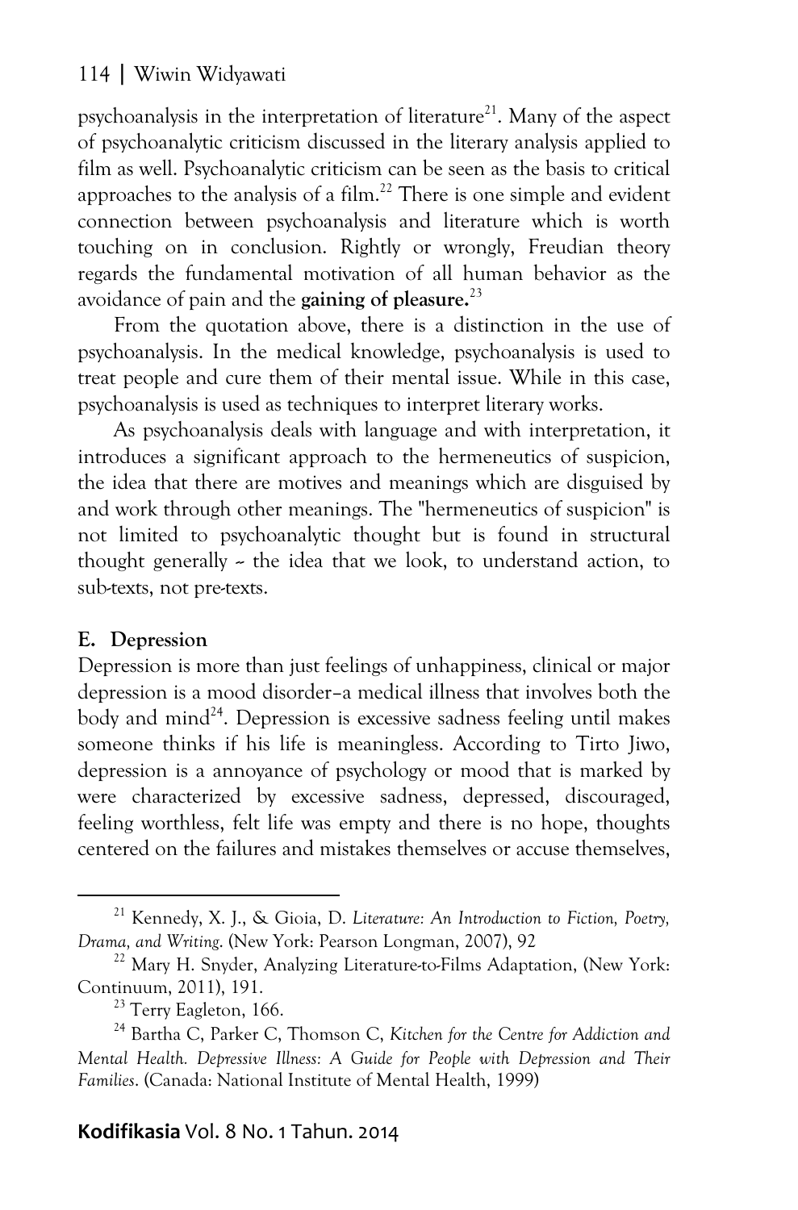psychoanalysis in the interpretation of literature[21]. Many of the aspect of psychoanalytic criticism discussed in the literary analysis applied to film as well. Psychoanalytic criticism can be seen as the basis to critical approaches to the analysis of a film.[22] There is one simple and evident connection between psychoanalysis and literature which is worth touching on in conclusion. Rightly or wrongly, Freudian theory regards the fundamental motivation of all human behavior as the avoidance of pain and the **gaining of pleasure.**[23]

From the quotation above, there is a distinction in the use of psychoanalysis. In the medical knowledge, psychoanalysis is used to treat people and cure them of their mental issue. While in this case, psychoanalysis is used as techniques to interpret literary works.

As psychoanalysis deals with language and with interpretation, it introduces a significant approach to the hermeneutics of suspicion, the idea that there are motives and meanings which are disguised by and work through other meanings. The "hermeneutics of suspicion" is not limited to psychoanalytic thought but is found in structural thought generally ~ the idea that we look, to understand action, to sub-texts, not pre-texts.

## E. Depression

Depression is more than just feelings of unhappiness, clinical or major depression is a mood disorder–a medical illness that involves both the body and mind[24]. Depression is excessive sadness feeling until makes someone thinks if his life is meaningless. According to Tirto Jiwo, depression is a annoyance of psychology or mood that is marked by were characterized by excessive sadness, depressed, discouraged, feeling worthless, felt life was empty and there is no hope, thoughts centered on the failures and mistakes themselves or accuse themselves,

---

[21] Kennedy, X. J., & Gioia, D. *Literature: An Introduction to Fiction, Poetry, Drama, and Writing*. (New York: Pearson Longman, 2007), 92

[22] Mary H. Snyder, Analyzing Literature-to-Films Adaptation, (New York: Continuum, 2011), 191.

[23] Terry Eagleton, 166.

[24] Bartha C, Parker C, Thomson C, *Kitchen for the Centre for Addiction and Mental Health. Depressive Illness: A Guide for People with Depression and Their Families*. (Canada: National Institute of Mental Health, 1999)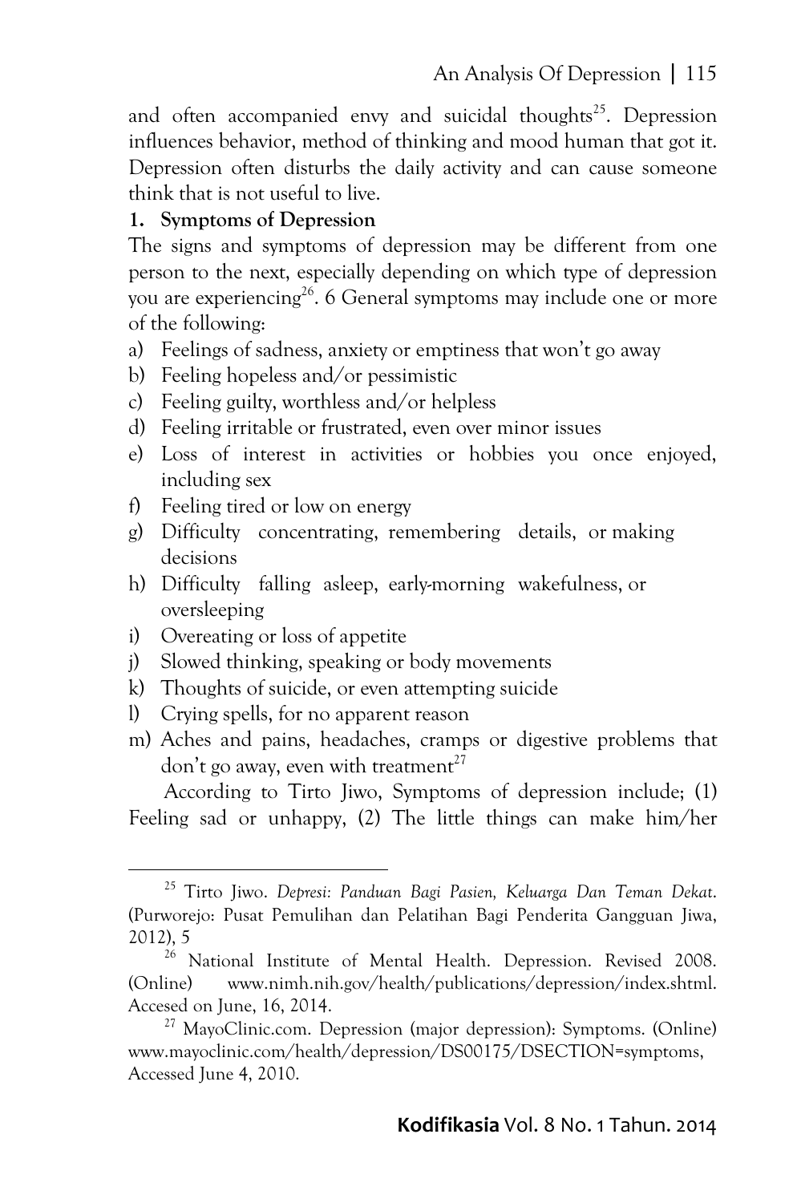and often accompanied envy and suicidal thoughts[25]. Depression influences behavior, method of thinking and mood human that got it. Depression often disturbs the daily activity and can cause someone think that is not useful to live.

**1. Symptoms of Depression**

The signs and symptoms of depression may be different from one person to the next, especially depending on which type of depression you are experiencing[26]. 6 General symptoms may include one or more of the following:

a) Feelings of sadness, anxiety or emptiness that won't go away
b) Feeling hopeless and/or pessimistic
c) Feeling guilty, worthless and/or helpless
d) Feeling irritable or frustrated, even over minor issues
e) Loss of interest in activities or hobbies you once enjoyed, including sex
f) Feeling tired or low on energy
g) Difficulty concentrating, remembering details, or making decisions
h) Difficulty falling asleep, early-morning wakefulness, or oversleeping
i) Overeating or loss of appetite
j) Slowed thinking, speaking or body movements
k) Thoughts of suicide, or even attempting suicide
l) Crying spells, for no apparent reason
m) Aches and pains, headaches, cramps or digestive problems that don't go away, even with treatment[27]

According to Tirto Jiwo, Symptoms of depression include; (1) Feeling sad or unhappy, (2) The little things can make him/her

---

[25] Tirto Jiwo. *Depresi: Panduan Bagi Pasien, Keluarga Dan Teman Dekat*. (Purworejo: Pusat Pemulihan dan Pelatihan Bagi Penderita Gangguan Jiwa, 2012), 5

[26] National Institute of Mental Health. Depression. Revised 2008. (Online) www.nimh.nih.gov/health/publications/depression/index.shtml. Accesed on June, 16, 2014.

[27] MayoClinic.com. Depression (major depression): Symptoms. (Online) www.mayoclinic.com/health/depression/DS00175/DSECTION=symptoms, Accessed June 4, 2010.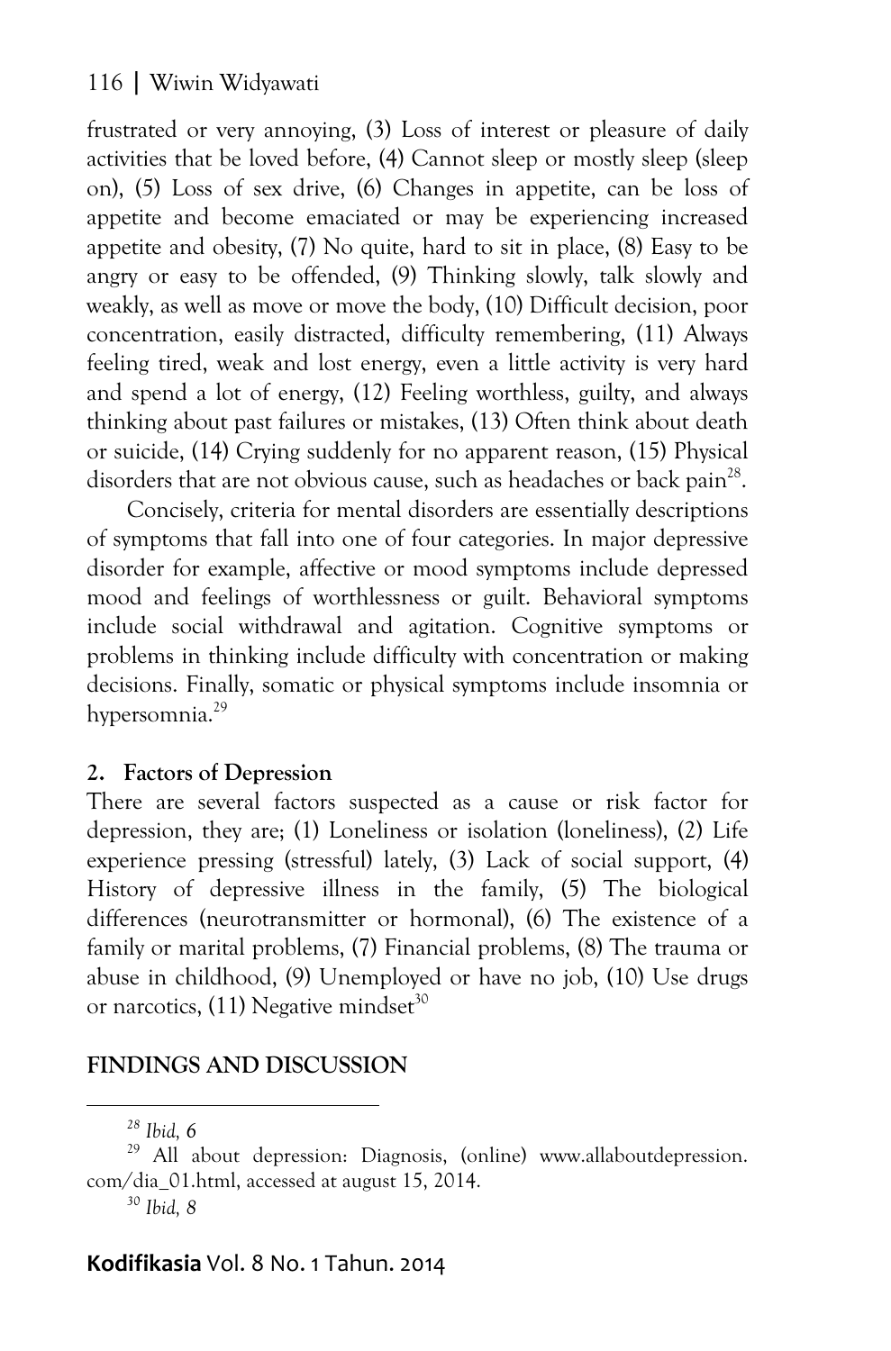frustrated or very annoying, (3) Loss of interest or pleasure of daily activities that be loved before, (4) Cannot sleep or mostly sleep (sleep on), (5) Loss of sex drive, (6) Changes in appetite, can be loss of appetite and become emaciated or may be experiencing increased appetite and obesity, (7) No quite, hard to sit in place, (8) Easy to be angry or easy to be offended, (9) Thinking slowly, talk slowly and weakly, as well as move or move the body, (10) Difficult decision, poor concentration, easily distracted, difficulty remembering, (11) Always feeling tired, weak and lost energy, even a little activity is very hard and spend a lot of energy, (12) Feeling worthless, guilty, and always thinking about past failures or mistakes, (13) Often think about death or suicide, (14) Crying suddenly for no apparent reason, (15) Physical disorders that are not obvious cause, such as headaches or back pain[28].

Concisely, criteria for mental disorders are essentially descriptions of symptoms that fall into one of four categories. In major depressive disorder for example, affective or mood symptoms include depressed mood and feelings of worthlessness or guilt. Behavioral symptoms include social withdrawal and agitation. Cognitive symptoms or problems in thinking include difficulty with concentration or making decisions. Finally, somatic or physical symptoms include insomnia or hypersomnia.[29]

### 2. Factors of Depression

There are several factors suspected as a cause or risk factor for depression, they are; (1) Loneliness or isolation (loneliness), (2) Life experience pressing (stressful) lately, (3) Lack of social support, (4) History of depressive illness in the family, (5) The biological differences (neurotransmitter or hormonal), (6) The existence of a family or marital problems, (7) Financial problems, (8) The trauma or abuse in childhood, (9) Unemployed or have no job, (10) Use drugs or narcotics, (11) Negative mindset[30]

## FINDINGS AND DISCUSSION

---

[28] *Ibid, 6*

[29] All about depression: Diagnosis, (online) www.allaboutdepression.com/dia_01.html, accessed at august 15, 2014.

[30] *Ibid, 8*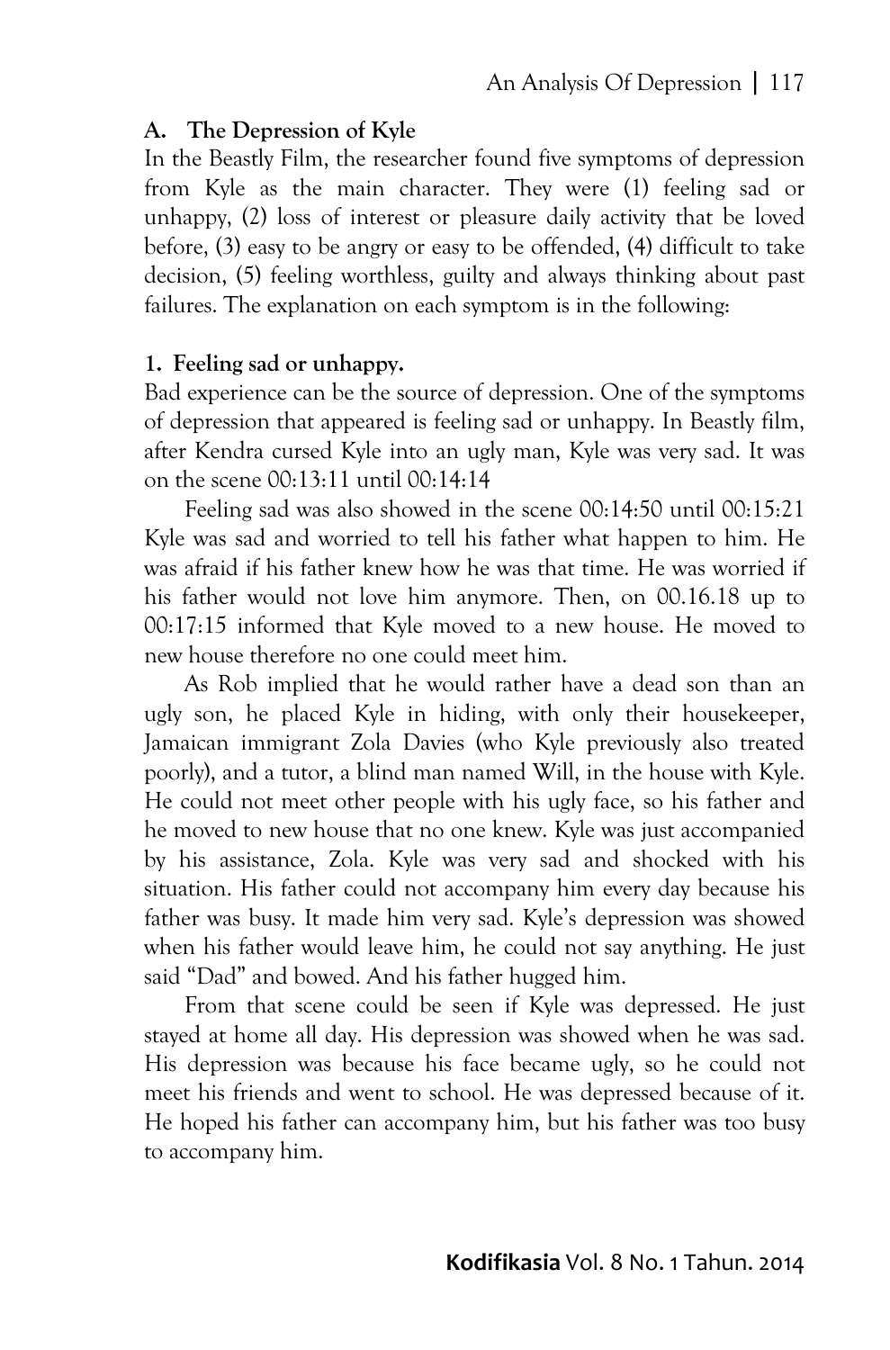### A. The Depression of Kyle

In the Beastly Film, the researcher found five symptoms of depression from Kyle as the main character. They were (1) feeling sad or unhappy, (2) loss of interest or pleasure daily activity that be loved before, (3) easy to be angry or easy to be offended, (4) difficult to take decision, (5) feeling worthless, guilty and always thinking about past failures. The explanation on each symptom is in the following:

#### 1. Feeling sad or unhappy.

Bad experience can be the source of depression. One of the symptoms of depression that appeared is feeling sad or unhappy. In Beastly film, after Kendra cursed Kyle into an ugly man, Kyle was very sad. It was on the scene 00:13:11 until 00:14:14

Feeling sad was also showed in the scene 00:14:50 until 00:15:21 Kyle was sad and worried to tell his father what happen to him. He was afraid if his father knew how he was that time. He was worried if his father would not love him anymore. Then, on 00.16.18 up to 00:17:15 informed that Kyle moved to a new house. He moved to new house therefore no one could meet him.

As Rob implied that he would rather have a dead son than an ugly son, he placed Kyle in hiding, with only their housekeeper, Jamaican immigrant Zola Davies (who Kyle previously also treated poorly), and a tutor, a blind man named Will, in the house with Kyle. He could not meet other people with his ugly face, so his father and he moved to new house that no one knew. Kyle was just accompanied by his assistance, Zola. Kyle was very sad and shocked with his situation. His father could not accompany him every day because his father was busy. It made him very sad. Kyle's depression was showed when his father would leave him, he could not say anything. He just said "Dad" and bowed. And his father hugged him.

From that scene could be seen if Kyle was depressed. He just stayed at home all day. His depression was showed when he was sad. His depression was because his face became ugly, so he could not meet his friends and went to school. He was depressed because of it. He hoped his father can accompany him, but his father was too busy to accompany him.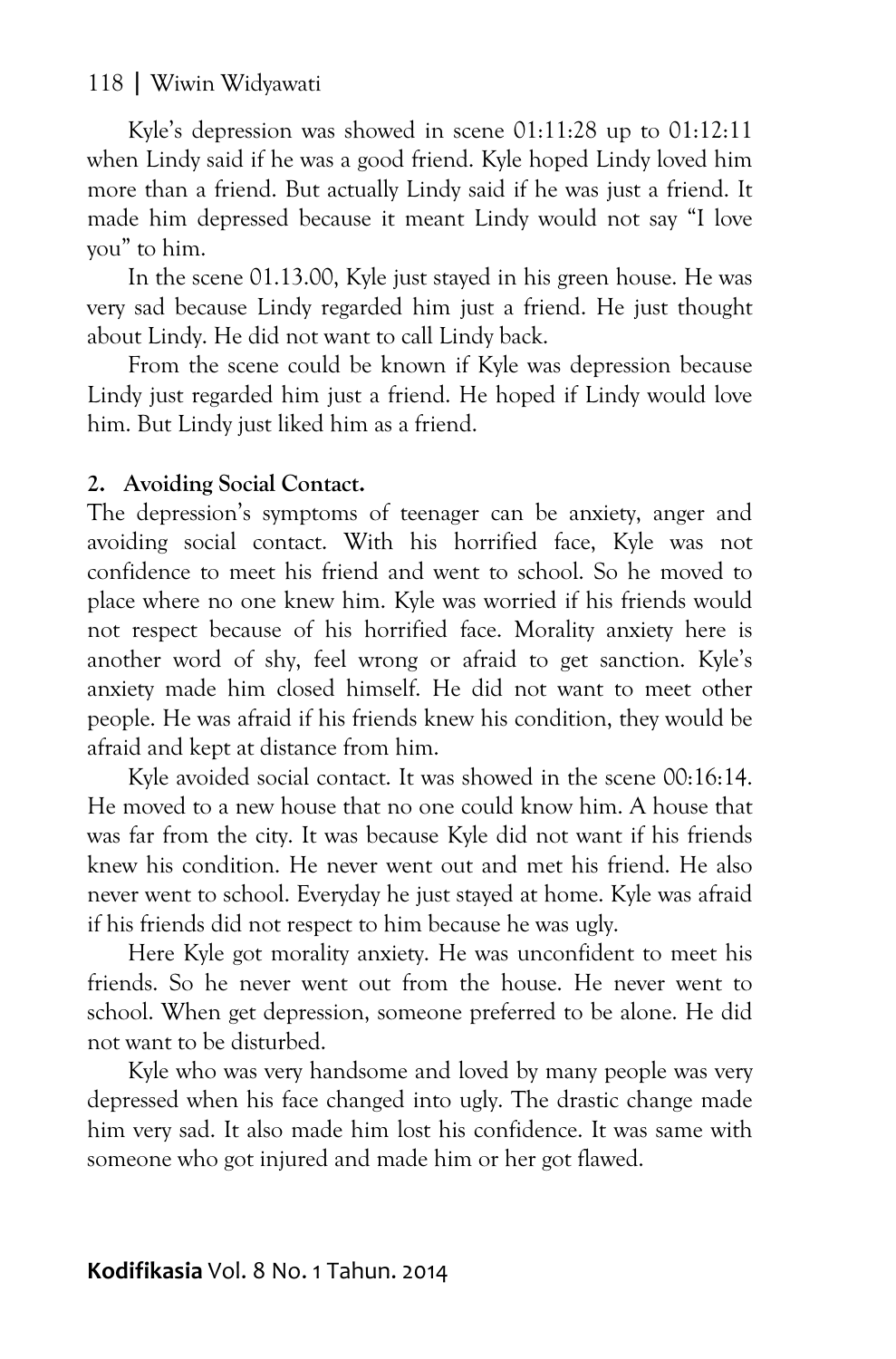Kyle's depression was showed in scene 01:11:28 up to 01:12:11 when Lindy said if he was a good friend. Kyle hoped Lindy loved him more than a friend. But actually Lindy said if he was just a friend. It made him depressed because it meant Lindy would not say "I love you" to him.

In the scene 01.13.00, Kyle just stayed in his green house. He was very sad because Lindy regarded him just a friend. He just thought about Lindy. He did not want to call Lindy back.

From the scene could be known if Kyle was depression because Lindy just regarded him just a friend. He hoped if Lindy would love him. But Lindy just liked him as a friend.

**2. Avoiding Social Contact.**

The depression's symptoms of teenager can be anxiety, anger and avoiding social contact. With his horrified face, Kyle was not confidence to meet his friend and went to school. So he moved to place where no one knew him. Kyle was worried if his friends would not respect because of his horrified face. Morality anxiety here is another word of shy, feel wrong or afraid to get sanction. Kyle's anxiety made him closed himself. He did not want to meet other people. He was afraid if his friends knew his condition, they would be afraid and kept at distance from him.

Kyle avoided social contact. It was showed in the scene 00:16:14. He moved to a new house that no one could know him. A house that was far from the city. It was because Kyle did not want if his friends knew his condition. He never went out and met his friend. He also never went to school. Everyday he just stayed at home. Kyle was afraid if his friends did not respect to him because he was ugly.

Here Kyle got morality anxiety. He was unconfident to meet his friends. So he never went out from the house. He never went to school. When get depression, someone preferred to be alone. He did not want to be disturbed.

Kyle who was very handsome and loved by many people was very depressed when his face changed into ugly. The drastic change made him very sad. It also made him lost his confidence. It was same with someone who got injured and made him or her got flawed.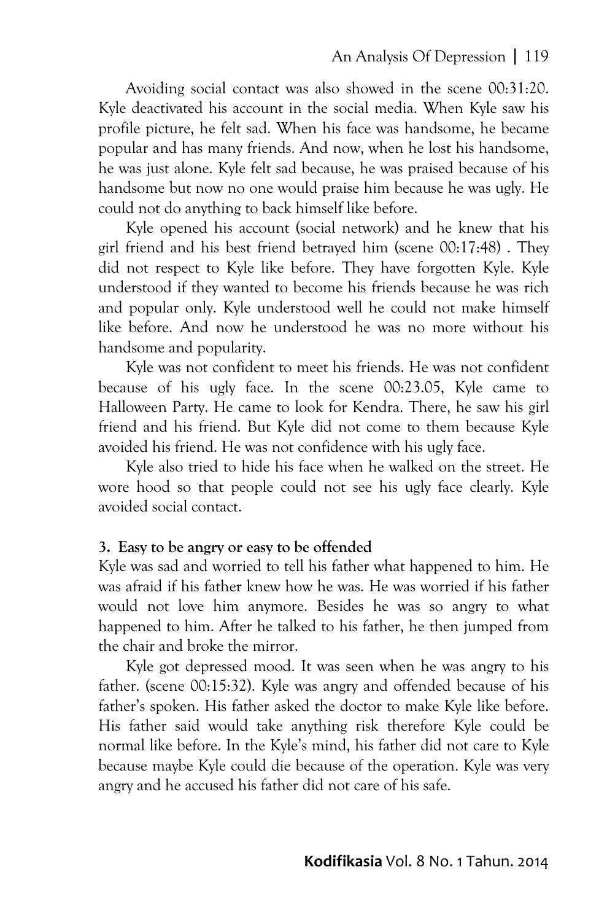Avoiding social contact was also showed in the scene 00:31:20. Kyle deactivated his account in the social media. When Kyle saw his profile picture, he felt sad. When his face was handsome, he became popular and has many friends. And now, when he lost his handsome, he was just alone. Kyle felt sad because, he was praised because of his handsome but now no one would praise him because he was ugly. He could not do anything to back himself like before.

Kyle opened his account (social network) and he knew that his girl friend and his best friend betrayed him (scene 00:17:48) . They did not respect to Kyle like before. They have forgotten Kyle. Kyle understood if they wanted to become his friends because he was rich and popular only. Kyle understood well he could not make himself like before. And now he understood he was no more without his handsome and popularity.

Kyle was not confident to meet his friends. He was not confident because of his ugly face. In the scene 00:23.05, Kyle came to Halloween Party. He came to look for Kendra. There, he saw his girl friend and his friend. But Kyle did not come to them because Kyle avoided his friend. He was not confidence with his ugly face.

Kyle also tried to hide his face when he walked on the street. He wore hood so that people could not see his ugly face clearly. Kyle avoided social contact.

**3. Easy to be angry or easy to be offended**

Kyle was sad and worried to tell his father what happened to him. He was afraid if his father knew how he was. He was worried if his father would not love him anymore. Besides he was so angry to what happened to him. After he talked to his father, he then jumped from the chair and broke the mirror.

Kyle got depressed mood. It was seen when he was angry to his father. (scene 00:15:32). Kyle was angry and offended because of his father's spoken. His father asked the doctor to make Kyle like before. His father said would take anything risk therefore Kyle could be normal like before. In the Kyle's mind, his father did not care to Kyle because maybe Kyle could die because of the operation. Kyle was very angry and he accused his father did not care of his safe.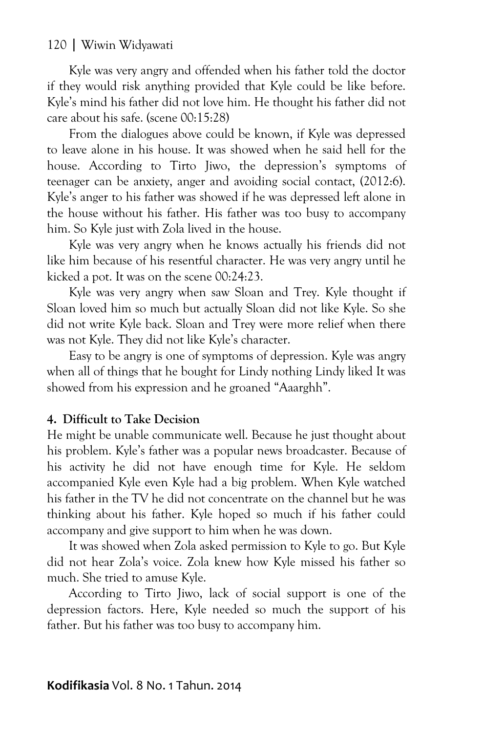Kyle was very angry and offended when his father told the doctor if they would risk anything provided that Kyle could be like before. Kyle's mind his father did not love him. He thought his father did not care about his safe. (scene 00:15:28)

From the dialogues above could be known, if Kyle was depressed to leave alone in his house. It was showed when he said hell for the house. According to Tirto Jiwo, the depression's symptoms of teenager can be anxiety, anger and avoiding social contact, (2012:6). Kyle's anger to his father was showed if he was depressed left alone in the house without his father. His father was too busy to accompany him. So Kyle just with Zola lived in the house.

Kyle was very angry when he knows actually his friends did not like him because of his resentful character. He was very angry until he kicked a pot. It was on the scene 00:24:23.

Kyle was very angry when saw Sloan and Trey. Kyle thought if Sloan loved him so much but actually Sloan did not like Kyle. So she did not write Kyle back. Sloan and Trey were more relief when there was not Kyle. They did not like Kyle's character.

Easy to be angry is one of symptoms of depression. Kyle was angry when all of things that he bought for Lindy nothing Lindy liked It was showed from his expression and he groaned "Aaarghh".

**4. Difficult to Take Decision**

He might be unable communicate well. Because he just thought about his problem. Kyle's father was a popular news broadcaster. Because of his activity he did not have enough time for Kyle. He seldom accompanied Kyle even Kyle had a big problem. When Kyle watched his father in the TV he did not concentrate on the channel but he was thinking about his father. Kyle hoped so much if his father could accompany and give support to him when he was down.

It was showed when Zola asked permission to Kyle to go. But Kyle did not hear Zola's voice. Zola knew how Kyle missed his father so much. She tried to amuse Kyle.

According to Tirto Jiwo, lack of social support is one of the depression factors. Here, Kyle needed so much the support of his father. But his father was too busy to accompany him.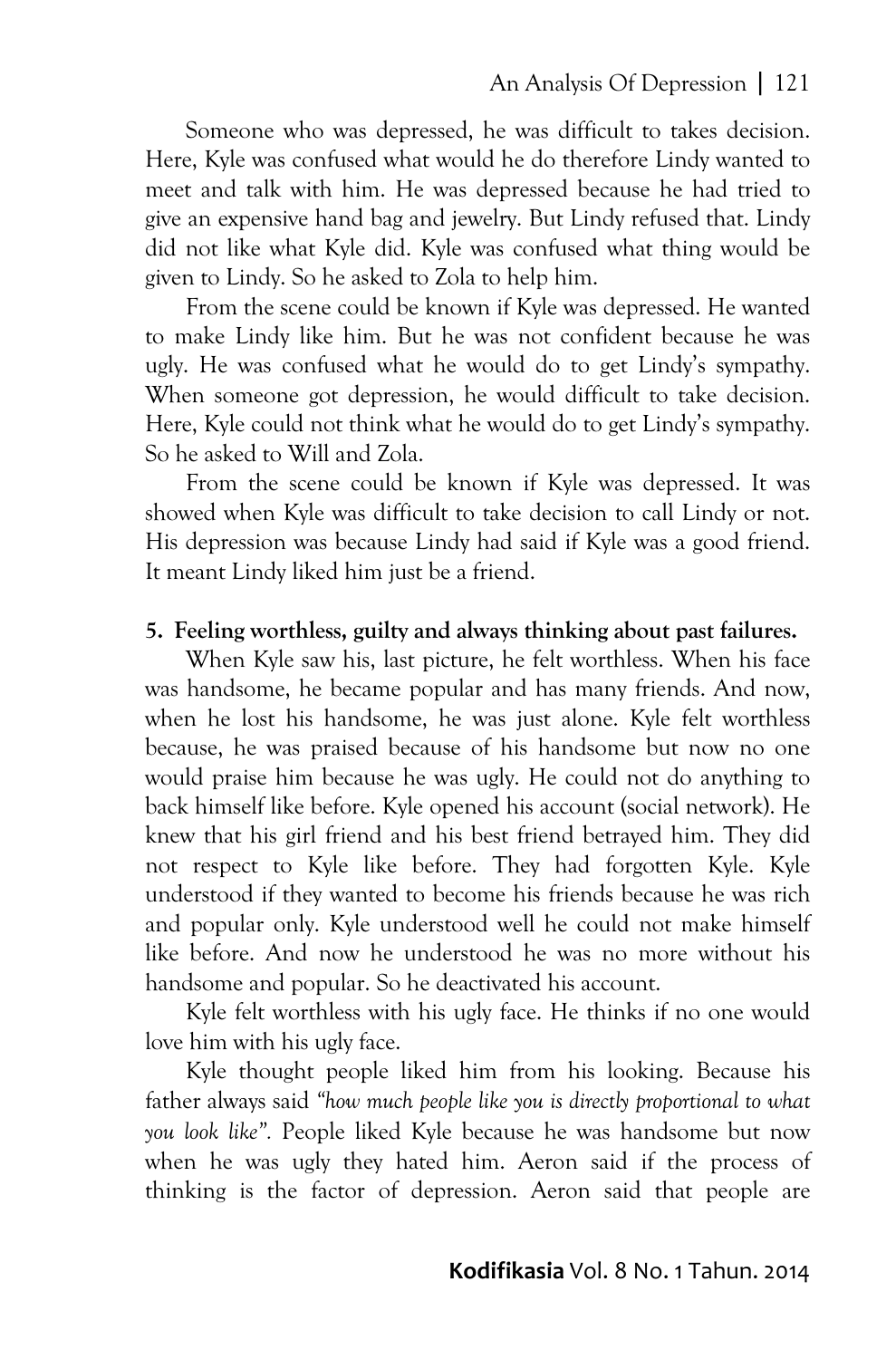Someone who was depressed, he was difficult to takes decision. Here, Kyle was confused what would he do therefore Lindy wanted to meet and talk with him. He was depressed because he had tried to give an expensive hand bag and jewelry. But Lindy refused that. Lindy did not like what Kyle did. Kyle was confused what thing would be given to Lindy. So he asked to Zola to help him.

From the scene could be known if Kyle was depressed. He wanted to make Lindy like him. But he was not confident because he was ugly. He was confused what he would do to get Lindy's sympathy. When someone got depression, he would difficult to take decision. Here, Kyle could not think what he would do to get Lindy's sympathy. So he asked to Will and Zola.

From the scene could be known if Kyle was depressed. It was showed when Kyle was difficult to take decision to call Lindy or not. His depression was because Lindy had said if Kyle was a good friend. It meant Lindy liked him just be a friend.

**5. Feeling worthless, guilty and always thinking about past failures.**

When Kyle saw his, last picture, he felt worthless. When his face was handsome, he became popular and has many friends. And now, when he lost his handsome, he was just alone. Kyle felt worthless because, he was praised because of his handsome but now no one would praise him because he was ugly. He could not do anything to back himself like before. Kyle opened his account (social network). He knew that his girl friend and his best friend betrayed him. They did not respect to Kyle like before. They had forgotten Kyle. Kyle understood if they wanted to become his friends because he was rich and popular only. Kyle understood well he could not make himself like before. And now he understood he was no more without his handsome and popular. So he deactivated his account.

Kyle felt worthless with his ugly face. He thinks if no one would love him with his ugly face.

Kyle thought people liked him from his looking. Because his father always said *"how much people like you is directly proportional to what you look like"*. People liked Kyle because he was handsome but now when he was ugly they hated him. Aeron said if the process of thinking is the factor of depression. Aeron said that people are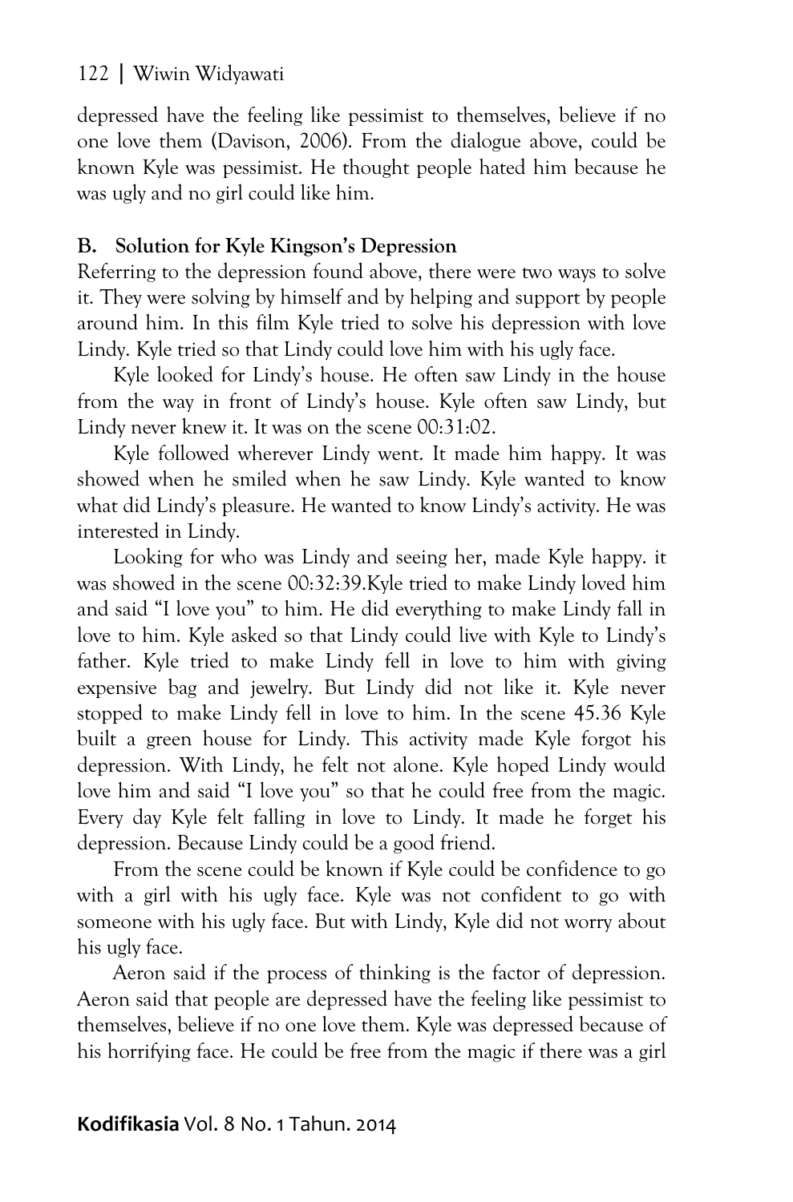depressed have the feeling like pessimist to themselves, believe if no one love them (Davison, 2006). From the dialogue above, could be known Kyle was pessimist. He thought people hated him because he was ugly and no girl could like him.

### B. Solution for Kyle Kingson's Depression

Referring to the depression found above, there were two ways to solve it. They were solving by himself and by helping and support by people around him. In this film Kyle tried to solve his depression with love Lindy. Kyle tried so that Lindy could love him with his ugly face.

Kyle looked for Lindy's house. He often saw Lindy in the house from the way in front of Lindy's house. Kyle often saw Lindy, but Lindy never knew it. It was on the scene 00:31:02.

Kyle followed wherever Lindy went. It made him happy. It was showed when he smiled when he saw Lindy. Kyle wanted to know what did Lindy's pleasure. He wanted to know Lindy's activity. He was interested in Lindy.

Looking for who was Lindy and seeing her, made Kyle happy. it was showed in the scene 00:32:39.Kyle tried to make Lindy loved him and said "I love you" to him. He did everything to make Lindy fall in love to him. Kyle asked so that Lindy could live with Kyle to Lindy's father. Kyle tried to make Lindy fell in love to him with giving expensive bag and jewelry. But Lindy did not like it. Kyle never stopped to make Lindy fell in love to him. In the scene 45.36 Kyle built a green house for Lindy. This activity made Kyle forgot his depression. With Lindy, he felt not alone. Kyle hoped Lindy would love him and said "I love you" so that he could free from the magic. Every day Kyle felt falling in love to Lindy. It made he forget his depression. Because Lindy could be a good friend.

From the scene could be known if Kyle could be confidence to go with a girl with his ugly face. Kyle was not confident to go with someone with his ugly face. But with Lindy, Kyle did not worry about his ugly face.

Aeron said if the process of thinking is the factor of depression. Aeron said that people are depressed have the feeling like pessimist to themselves, believe if no one love them. Kyle was depressed because of his horrifying face. He could be free from the magic if there was a girl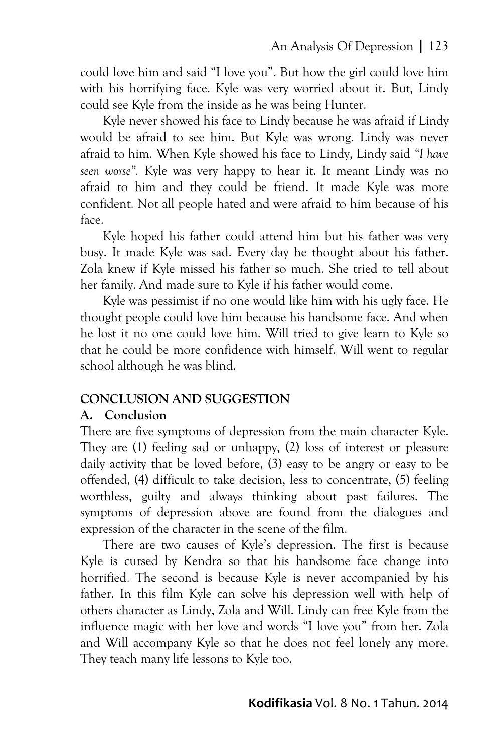could love him and said "I love you". But how the girl could love him with his horrifying face. Kyle was very worried about it. But, Lindy could see Kyle from the inside as he was being Hunter.

Kyle never showed his face to Lindy because he was afraid if Lindy would be afraid to see him. But Kyle was wrong. Lindy was never afraid to him. When Kyle showed his face to Lindy, Lindy said *"I have seen worse".* Kyle was very happy to hear it. It meant Lindy was no afraid to him and they could be friend. It made Kyle was more confident. Not all people hated and were afraid to him because of his face.

Kyle hoped his father could attend him but his father was very busy. It made Kyle was sad. Every day he thought about his father. Zola knew if Kyle missed his father so much. She tried to tell about her family. And made sure to Kyle if his father would come.

Kyle was pessimist if no one would like him with his ugly face. He thought people could love him because his handsome face. And when he lost it no one could love him. Will tried to give learn to Kyle so that he could be more confidence with himself. Will went to regular school although he was blind.

## CONCLUSION AND SUGGESTION

### A. Conclusion

There are five symptoms of depression from the main character Kyle. They are (1) feeling sad or unhappy, (2) loss of interest or pleasure daily activity that be loved before, (3) easy to be angry or easy to be offended, (4) difficult to take decision, less to concentrate, (5) feeling worthless, guilty and always thinking about past failures. The symptoms of depression above are found from the dialogues and expression of the character in the scene of the film.

There are two causes of Kyle's depression. The first is because Kyle is cursed by Kendra so that his handsome face change into horrified. The second is because Kyle is never accompanied by his father. In this film Kyle can solve his depression well with help of others character as Lindy, Zola and Will. Lindy can free Kyle from the influence magic with her love and words "I love you" from her. Zola and Will accompany Kyle so that he does not feel lonely any more. They teach many life lessons to Kyle too.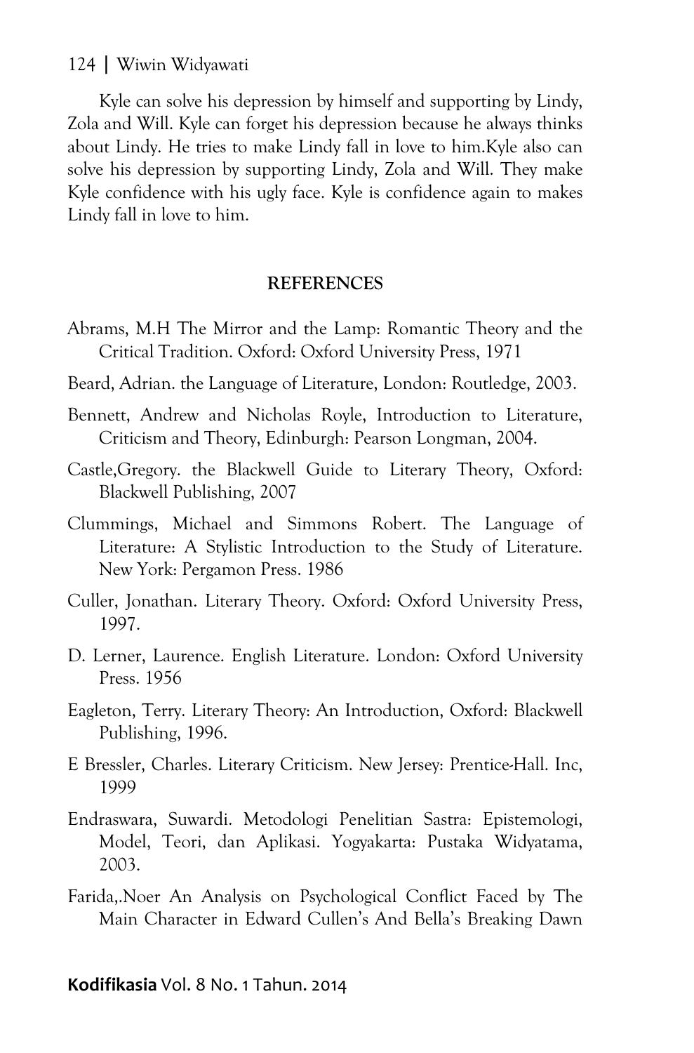Kyle can solve his depression by himself and supporting by Lindy, Zola and Will. Kyle can forget his depression because he always thinks about Lindy. He tries to make Lindy fall in love to him.Kyle also can solve his depression by supporting Lindy, Zola and Will. They make Kyle confidence with his ugly face. Kyle is confidence again to makes Lindy fall in love to him.

## REFERENCES

Abrams, M.H The Mirror and the Lamp: Romantic Theory and the Critical Tradition. Oxford: Oxford University Press, 1971

Beard, Adrian. the Language of Literature, London: Routledge, 2003.

Bennett, Andrew and Nicholas Royle, Introduction to Literature, Criticism and Theory, Edinburgh: Pearson Longman, 2004.

Castle,Gregory. the Blackwell Guide to Literary Theory, Oxford: Blackwell Publishing, 2007

Clummings, Michael and Simmons Robert. The Language of Literature: A Stylistic Introduction to the Study of Literature. New York: Pergamon Press. 1986

Culler, Jonathan. Literary Theory. Oxford: Oxford University Press, 1997.

D. Lerner, Laurence. English Literature. London: Oxford University Press. 1956

Eagleton, Terry. Literary Theory: An Introduction, Oxford: Blackwell Publishing, 1996.

E Bressler, Charles. Literary Criticism. New Jersey: Prentice-Hall. Inc, 1999

Endraswara, Suwardi. Metodologi Penelitian Sastra: Epistemologi, Model, Teori, dan Aplikasi. Yogyakarta: Pustaka Widyatama, 2003.

Farida,.Noer An Analysis on Psychological Conflict Faced by The Main Character in Edward Cullen's And Bella's Breaking Dawn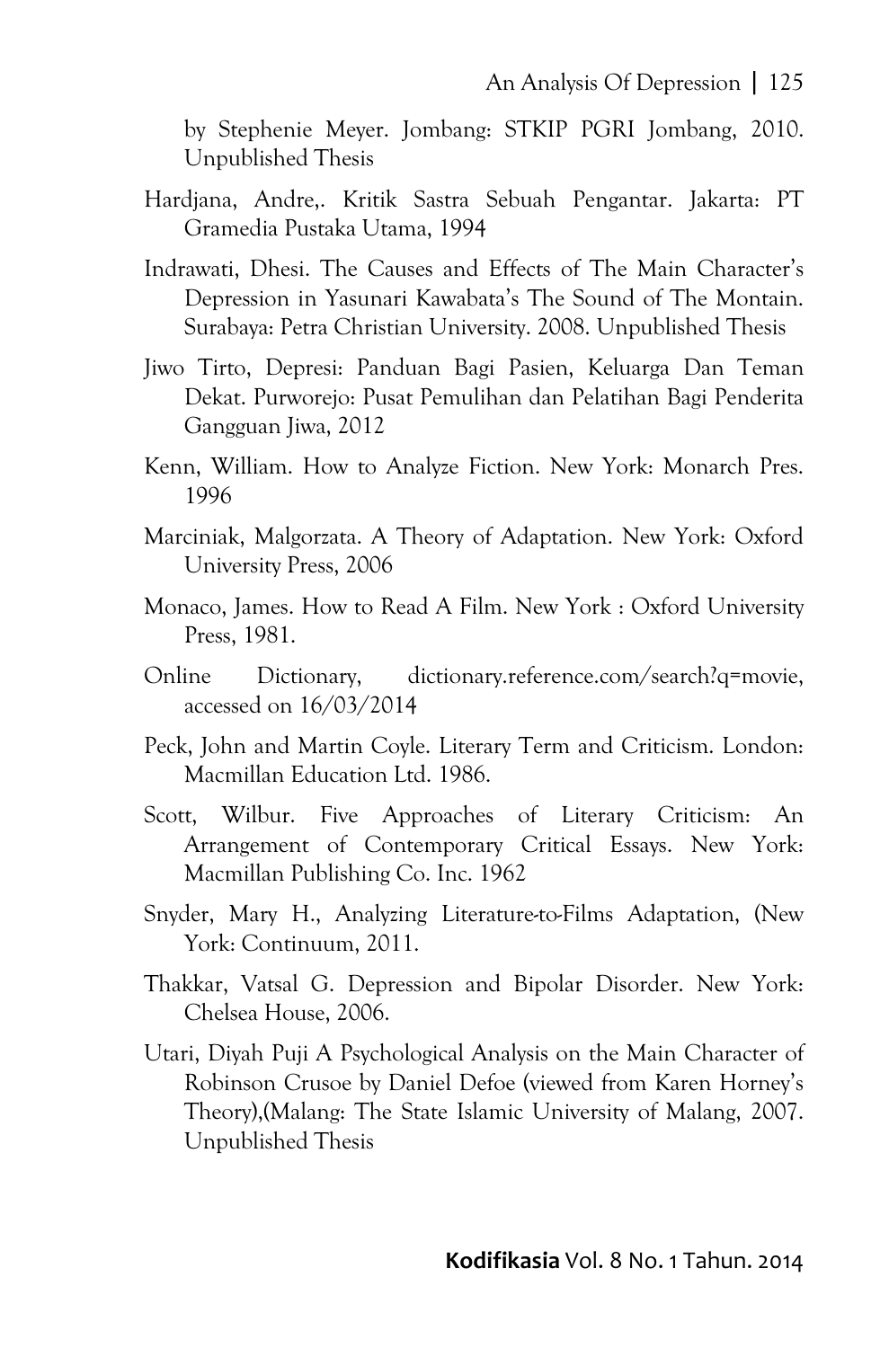by Stephenie Meyer. Jombang: STKIP PGRI Jombang, 2010. Unpublished Thesis

Hardjana, Andre,. Kritik Sastra Sebuah Pengantar. Jakarta: PT Gramedia Pustaka Utama, 1994

Indrawati, Dhesi. The Causes and Effects of The Main Character's Depression in Yasunari Kawabata's The Sound of The Montain. Surabaya: Petra Christian University. 2008. Unpublished Thesis

Jiwo Tirto, Depresi: Panduan Bagi Pasien, Keluarga Dan Teman Dekat. Purworejo: Pusat Pemulihan dan Pelatihan Bagi Penderita Gangguan Jiwa, 2012

Kenn, William. How to Analyze Fiction. New York: Monarch Pres. 1996

Marciniak, Malgorzata. A Theory of Adaptation. New York: Oxford University Press, 2006

Monaco, James. How to Read A Film. New York : Oxford University Press, 1981.

Online Dictionary, dictionary.reference.com/search?q=movie, accessed on 16/03/2014

Peck, John and Martin Coyle. Literary Term and Criticism. London: Macmillan Education Ltd. 1986.

Scott, Wilbur. Five Approaches of Literary Criticism: An Arrangement of Contemporary Critical Essays. New York: Macmillan Publishing Co. Inc. 1962

Snyder, Mary H., Analyzing Literature-to-Films Adaptation, (New York: Continuum, 2011.

Thakkar, Vatsal G. Depression and Bipolar Disorder. New York: Chelsea House, 2006.

Utari, Diyah Puji A Psychological Analysis on the Main Character of Robinson Crusoe by Daniel Defoe (viewed from Karen Horney's Theory),(Malang: The State Islamic University of Malang, 2007. Unpublished Thesis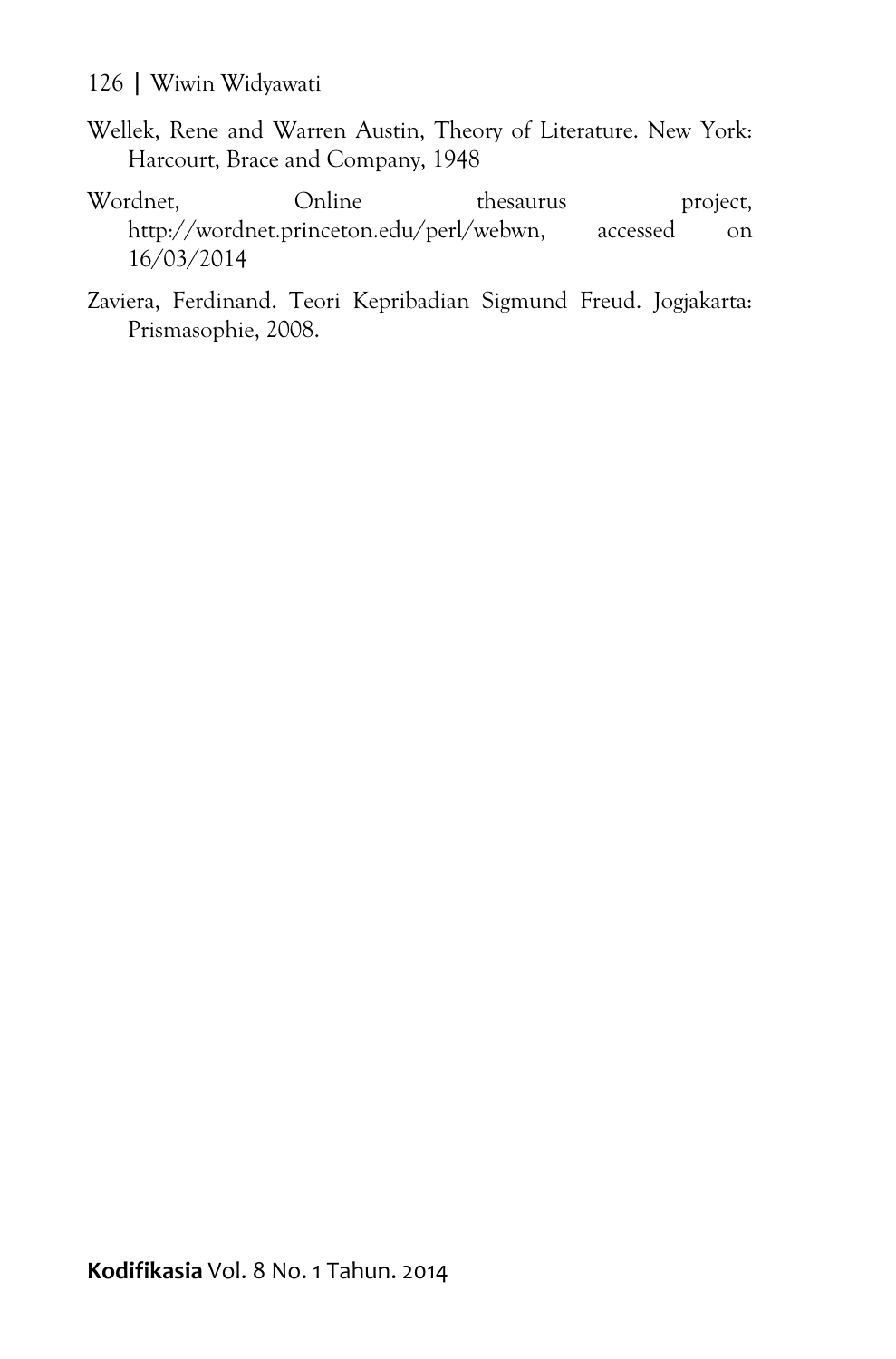Wellek, Rene and Warren Austin, Theory of Literature. New York: Harcourt, Brace and Company, 1948

Wordnet, Online thesaurus project, http://wordnet.princeton.edu/perl/webwn, accessed on 16/03/2014

Zaviera, Ferdinand. Teori Kepribadian Sigmund Freud. Jogjakarta: Prismasophie, 2008.